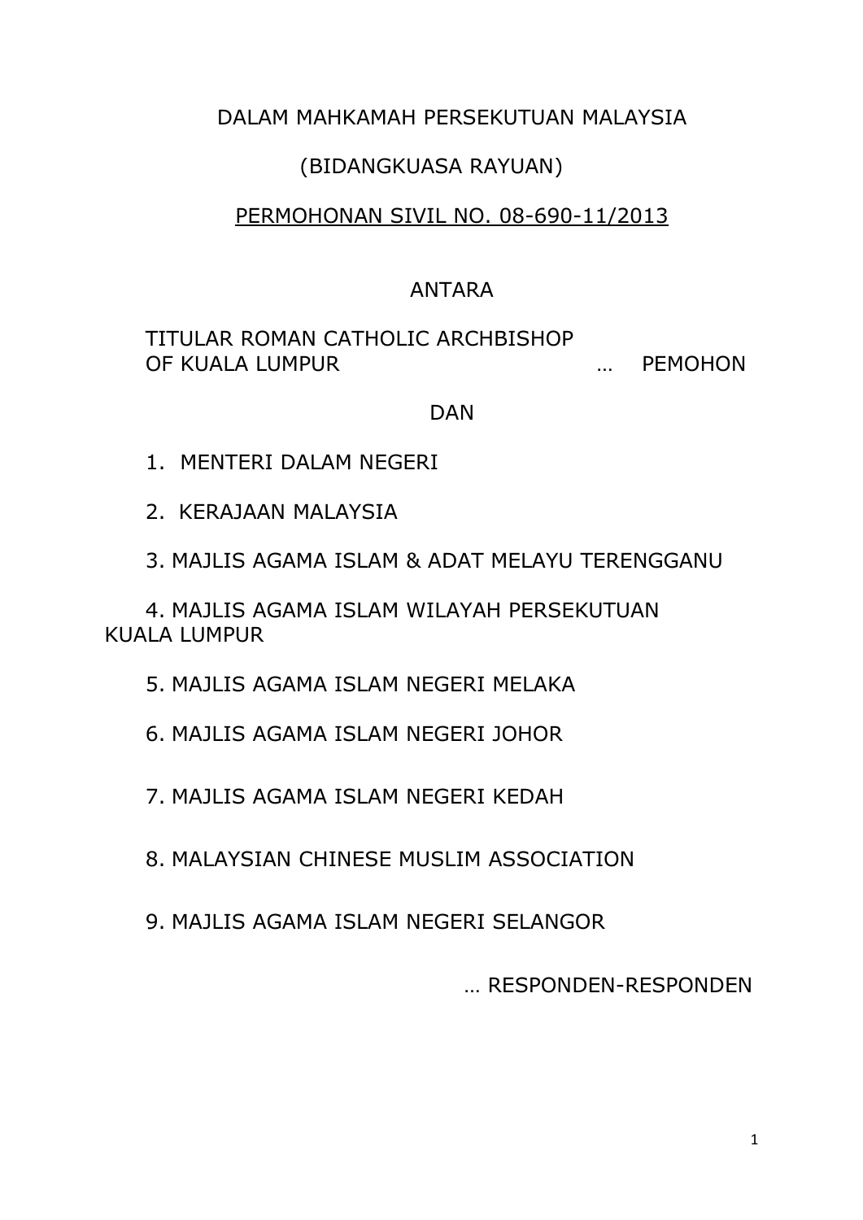DALAM MAHKAMAH PERSEKUTUAN MALAYSIA

(BIDANGKUASA RAYUAN)

PERMOHONAN SIVIL NO. 08-690-11/2013

ANTARA

TITULAR ROMAN CATHOLIC ARCHBISHOP OF KUALA LUMPUR … PEMOHON

DAN

1. MENTERI DALAM NEGERI

2. KERAJAAN MALAYSIA

3. MAJLIS AGAMA ISLAM & ADAT MELAYU TERENGGANU

4. MAJLIS AGAMA ISLAM WILAYAH PERSEKUTUAN KUALA LUMPUR

5. MAJLIS AGAMA ISLAM NEGERI MELAKA

6. MAJLIS AGAMA ISLAM NEGERI JOHOR

7. MAJLIS AGAMA ISLAM NEGERI KEDAH

8. MALAYSIAN CHINESE MUSLIM ASSOCIATION

9. MAJLIS AGAMA ISLAM NEGERI SELANGOR

… RESPONDEN-RESPONDEN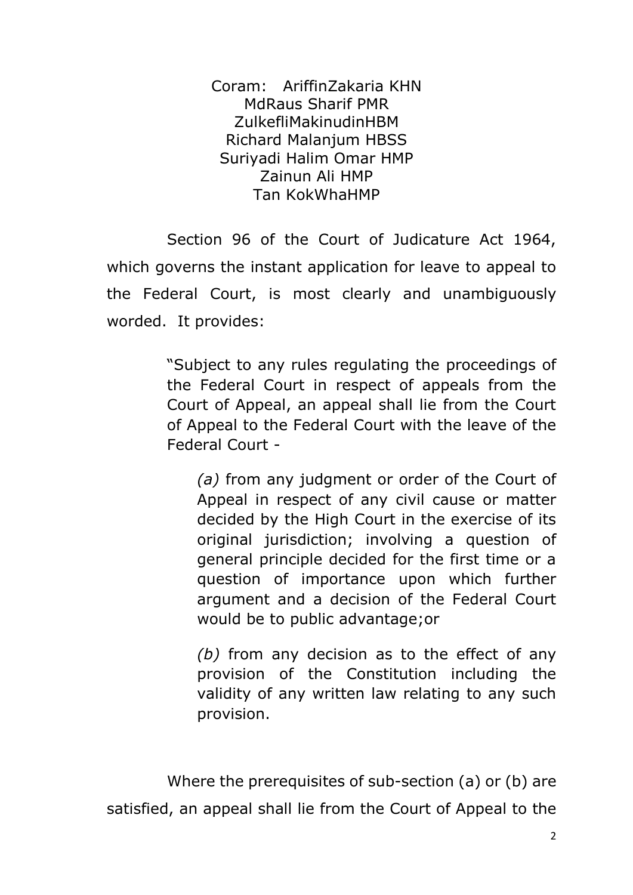Coram: AriffinZakaria KHN
MdRaus Sharif PMR
ZulkefliMakinudinHBM
Richard Malanjum HBSS
Suriyadi Halim Omar HMP
Zainun Ali HMP
Tan KokWhaHMP

Section 96 of the Court of Judicature Act 1964, which governs the instant application for leave to appeal to the Federal Court, is most clearly and unambiguously worded. It provides:

> "Subject to any rules regulating the proceedings of the Federal Court in respect of appeals from the Court of Appeal, an appeal shall lie from the Court of Appeal to the Federal Court with the leave of the Federal Court -
>
> *(a)* from any judgment or order of the Court of Appeal in respect of any civil cause or matter decided by the High Court in the exercise of its original jurisdiction; involving a question of general principle decided for the first time or a question of importance upon which further argument and a decision of the Federal Court would be to public advantage;or
>
> *(b)* from any decision as to the effect of any provision of the Constitution including the validity of any written law relating to any such provision.

Where the prerequisites of sub-section (a) or (b) are satisfied, an appeal shall lie from the Court of Appeal to the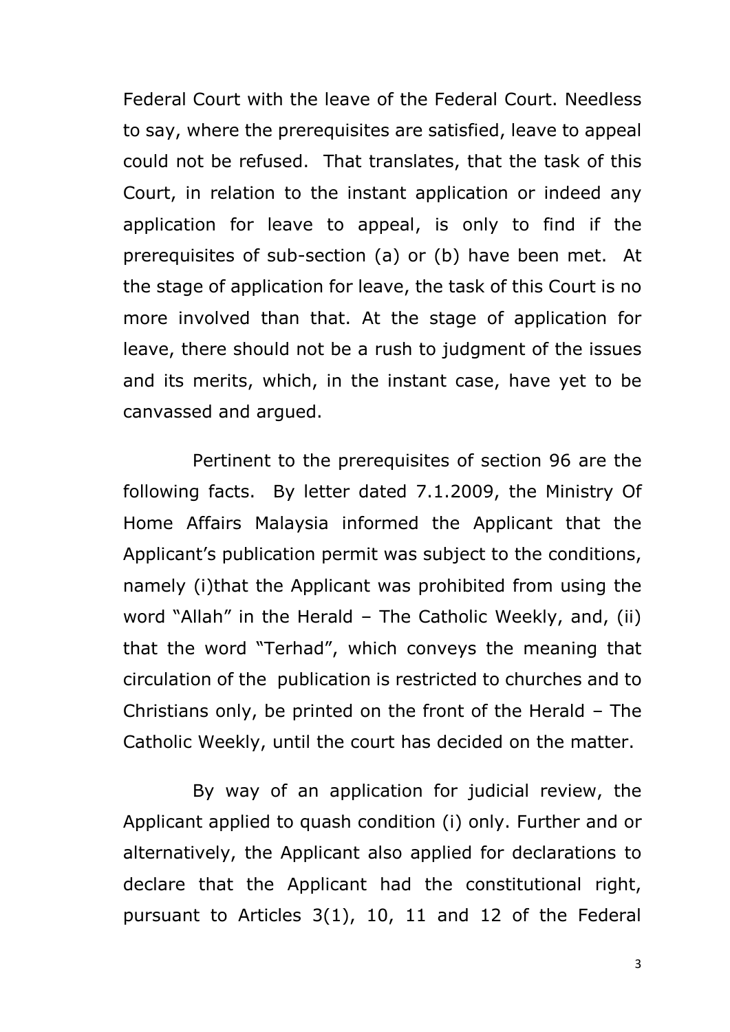Federal Court with the leave of the Federal Court. Needless to say, where the prerequisites are satisfied, leave to appeal could not be refused. That translates, that the task of this Court, in relation to the instant application or indeed any application for leave to appeal, is only to find if the prerequisites of sub-section (a) or (b) have been met. At the stage of application for leave, the task of this Court is no more involved than that. At the stage of application for leave, there should not be a rush to judgment of the issues and its merits, which, in the instant case, have yet to be canvassed and argued.

Pertinent to the prerequisites of section 96 are the following facts. By letter dated 7.1.2009, the Ministry Of Home Affairs Malaysia informed the Applicant that the Applicant's publication permit was subject to the conditions, namely (i)that the Applicant was prohibited from using the word "Allah" in the Herald – The Catholic Weekly, and, (ii) that the word "Terhad", which conveys the meaning that circulation of the publication is restricted to churches and to Christians only, be printed on the front of the Herald – The Catholic Weekly, until the court has decided on the matter.

By way of an application for judicial review, the Applicant applied to quash condition (i) only. Further and or alternatively, the Applicant also applied for declarations to declare that the Applicant had the constitutional right, pursuant to Articles 3(1), 10, 11 and 12 of the Federal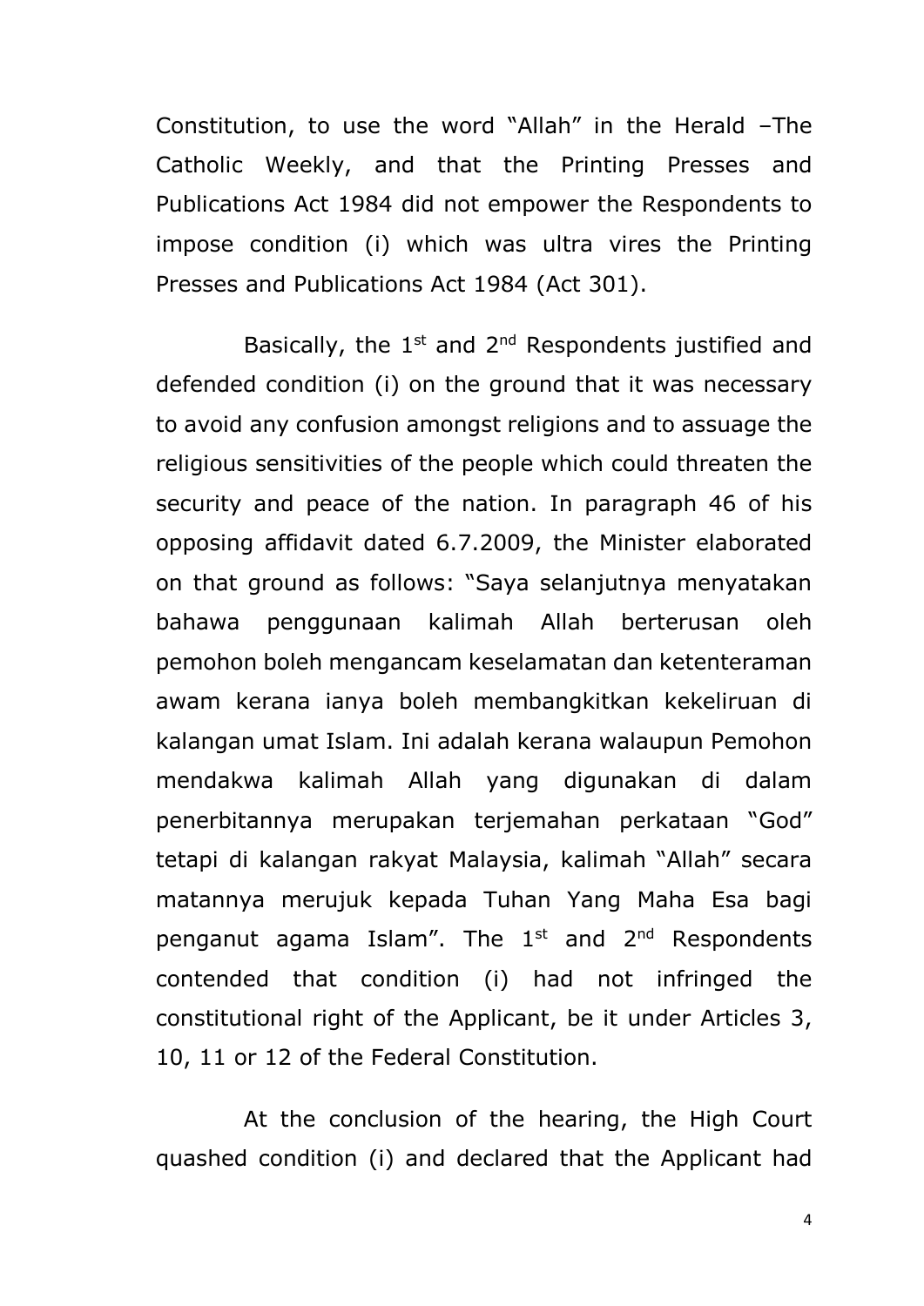Constitution, to use the word "Allah" in the Herald –The Catholic Weekly, and that the Printing Presses and Publications Act 1984 did not empower the Respondents to impose condition (i) which was ultra vires the Printing Presses and Publications Act 1984 (Act 301).

Basically, the 1st and 2nd Respondents justified and defended condition (i) on the ground that it was necessary to avoid any confusion amongst religions and to assuage the religious sensitivities of the people which could threaten the security and peace of the nation. In paragraph 46 of his opposing affidavit dated 6.7.2009, the Minister elaborated on that ground as follows: "Saya selanjutnya menyatakan bahawa penggunaan kalimah Allah berterusan oleh pemohon boleh mengancam keselamatan dan ketenteraman awam kerana ianya boleh membangkitkan kekeliruan di kalangan umat Islam. Ini adalah kerana walaupun Pemohon mendakwa kalimah Allah yang digunakan di dalam penerbitannya merupakan terjemahan perkataan "God" tetapi di kalangan rakyat Malaysia, kalimah "Allah" secara matannya merujuk kepada Tuhan Yang Maha Esa bagi penganut agama Islam". The 1st and 2nd Respondents contended that condition (i) had not infringed the constitutional right of the Applicant, be it under Articles 3, 10, 11 or 12 of the Federal Constitution.

At the conclusion of the hearing, the High Court quashed condition (i) and declared that the Applicant had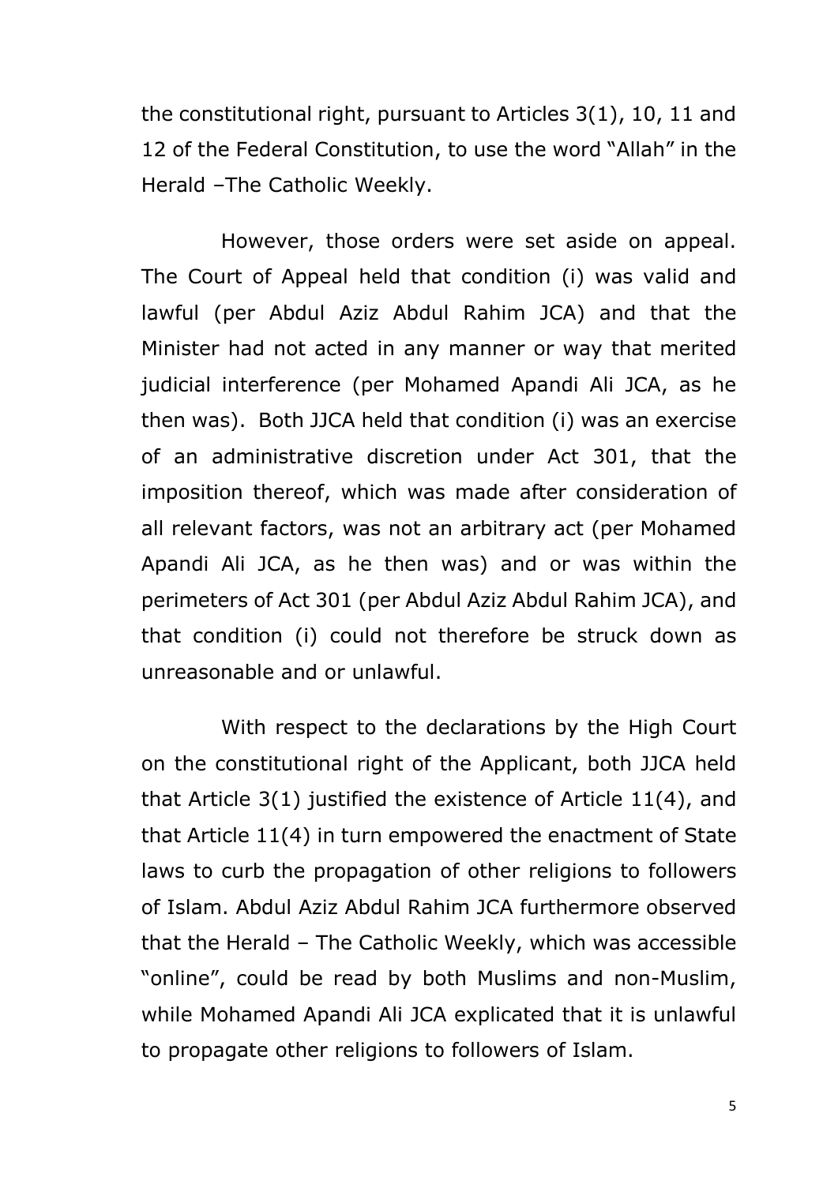the constitutional right, pursuant to Articles 3(1), 10, 11 and 12 of the Federal Constitution, to use the word "Allah" in the Herald –The Catholic Weekly.

However, those orders were set aside on appeal. The Court of Appeal held that condition (i) was valid and lawful (per Abdul Aziz Abdul Rahim JCA) and that the Minister had not acted in any manner or way that merited judicial interference (per Mohamed Apandi Ali JCA, as he then was). Both JJCA held that condition (i) was an exercise of an administrative discretion under Act 301, that the imposition thereof, which was made after consideration of all relevant factors, was not an arbitrary act (per Mohamed Apandi Ali JCA, as he then was) and or was within the perimeters of Act 301 (per Abdul Aziz Abdul Rahim JCA), and that condition (i) could not therefore be struck down as unreasonable and or unlawful.

With respect to the declarations by the High Court on the constitutional right of the Applicant, both JJCA held that Article 3(1) justified the existence of Article 11(4), and that Article 11(4) in turn empowered the enactment of State laws to curb the propagation of other religions to followers of Islam. Abdul Aziz Abdul Rahim JCA furthermore observed that the Herald – The Catholic Weekly, which was accessible "online", could be read by both Muslims and non-Muslim, while Mohamed Apandi Ali JCA explicated that it is unlawful to propagate other religions to followers of Islam.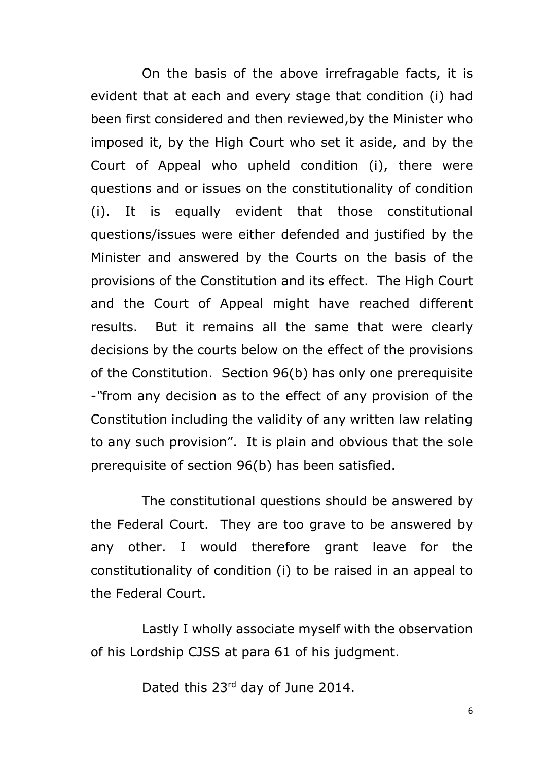On the basis of the above irrefragable facts, it is evident that at each and every stage that condition (i) had been first considered and then reviewed,by the Minister who imposed it, by the High Court who set it aside, and by the Court of Appeal who upheld condition (i), there were questions and or issues on the constitutionality of condition (i). It is equally evident that those constitutional questions/issues were either defended and justified by the Minister and answered by the Courts on the basis of the provisions of the Constitution and its effect. The High Court and the Court of Appeal might have reached different results. But it remains all the same that were clearly decisions by the courts below on the effect of the provisions of the Constitution. Section 96(b) has only one prerequisite -"from any decision as to the effect of any provision of the Constitution including the validity of any written law relating to any such provision". It is plain and obvious that the sole prerequisite of section 96(b) has been satisfied.

The constitutional questions should be answered by the Federal Court. They are too grave to be answered by any other. I would therefore grant leave for the constitutionality of condition (i) to be raised in an appeal to the Federal Court.

Lastly I wholly associate myself with the observation of his Lordship CJSS at para 61 of his judgment.

Dated this 23rd day of June 2014.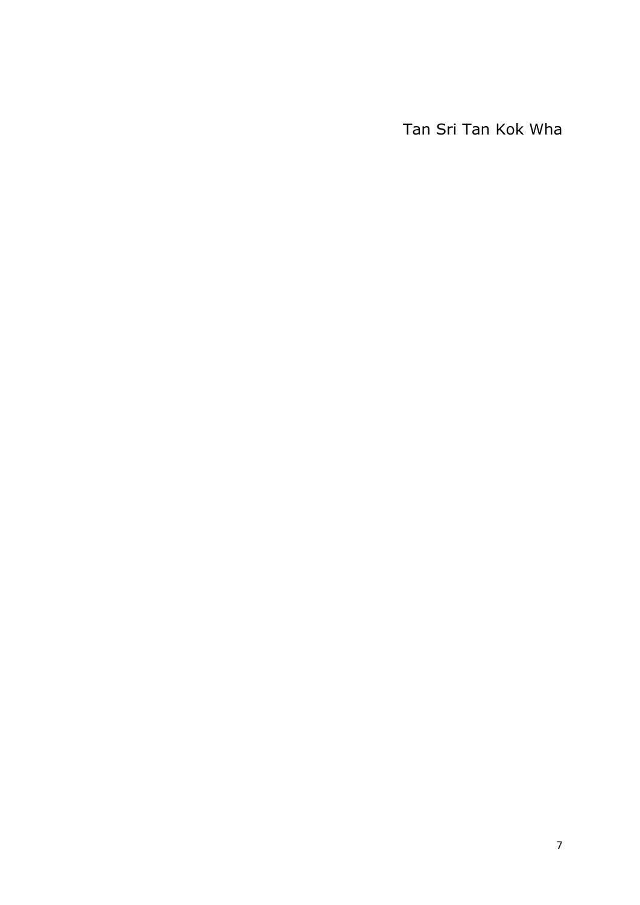Tan Sri Tan Kok Wha